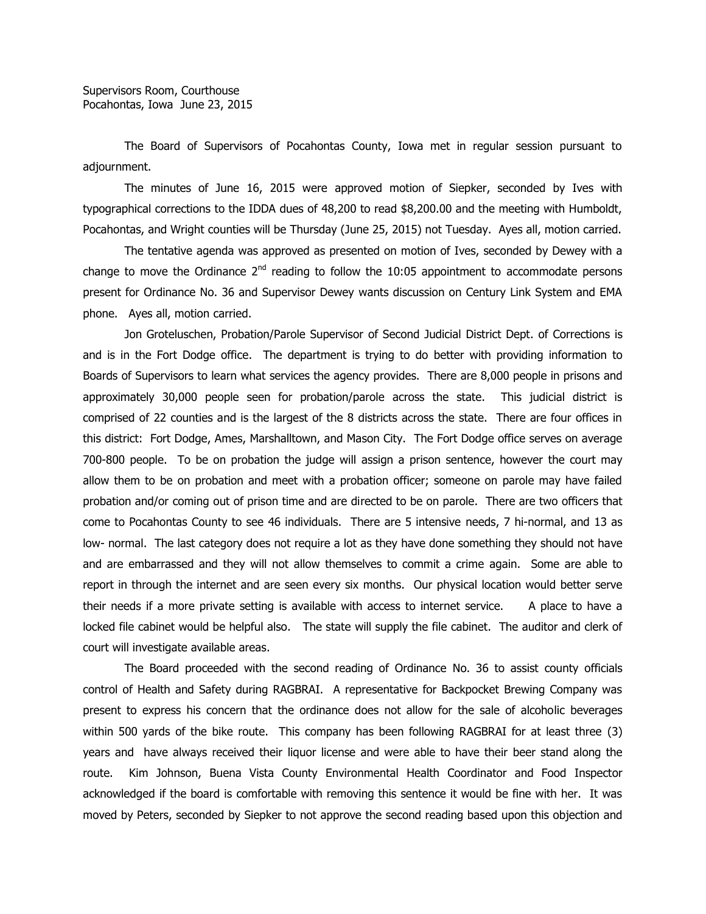Supervisors Room, Courthouse
Pocahontas, Iowa June 23, 2015

The Board of Supervisors of Pocahontas County, Iowa met in regular session pursuant to adjournment.

The minutes of June 16, 2015 were approved motion of Siepker, seconded by Ives with typographical corrections to the IDDA dues of 48,200 to read $8,200.00 and the meeting with Humboldt, Pocahontas, and Wright counties will be Thursday (June 25, 2015) not Tuesday. Ayes all, motion carried.

The tentative agenda was approved as presented on motion of Ives, seconded by Dewey with a change to move the Ordinance 2nd reading to follow the 10:05 appointment to accommodate persons present for Ordinance No. 36 and Supervisor Dewey wants discussion on Century Link System and EMA phone. Ayes all, motion carried.

Jon Groteluschen, Probation/Parole Supervisor of Second Judicial District Dept. of Corrections is and is in the Fort Dodge office. The department is trying to do better with providing information to Boards of Supervisors to learn what services the agency provides. There are 8,000 people in prisons and approximately 30,000 people seen for probation/parole across the state. This judicial district is comprised of 22 counties and is the largest of the 8 districts across the state. There are four offices in this district: Fort Dodge, Ames, Marshalltown, and Mason City. The Fort Dodge office serves on average 700-800 people. To be on probation the judge will assign a prison sentence, however the court may allow them to be on probation and meet with a probation officer; someone on parole may have failed probation and/or coming out of prison time and are directed to be on parole. There are two officers that come to Pocahontas County to see 46 individuals. There are 5 intensive needs, 7 hi-normal, and 13 as low- normal. The last category does not require a lot as they have done something they should not have and are embarrassed and they will not allow themselves to commit a crime again. Some are able to report in through the internet and are seen every six months. Our physical location would better serve their needs if a more private setting is available with access to internet service. A place to have a locked file cabinet would be helpful also. The state will supply the file cabinet. The auditor and clerk of court will investigate available areas.

The Board proceeded with the second reading of Ordinance No. 36 to assist county officials control of Health and Safety during RAGBRAI. A representative for Backpocket Brewing Company was present to express his concern that the ordinance does not allow for the sale of alcoholic beverages within 500 yards of the bike route. This company has been following RAGBRAI for at least three (3) years and have always received their liquor license and were able to have their beer stand along the route. Kim Johnson, Buena Vista County Environmental Health Coordinator and Food Inspector acknowledged if the board is comfortable with removing this sentence it would be fine with her. It was moved by Peters, seconded by Siepker to not approve the second reading based upon this objection and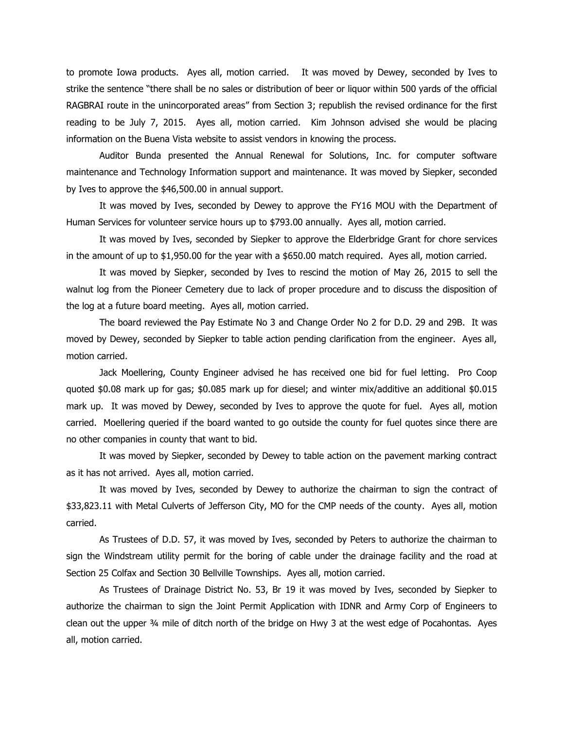to promote Iowa products. Ayes all, motion carried. It was moved by Dewey, seconded by Ives to strike the sentence "there shall be no sales or distribution of beer or liquor within 500 yards of the official RAGBRAI route in the unincorporated areas" from Section 3; republish the revised ordinance for the first reading to be July 7, 2015. Ayes all, motion carried. Kim Johnson advised she would be placing information on the Buena Vista website to assist vendors in knowing the process.

Auditor Bunda presented the Annual Renewal for Solutions, Inc. for computer software maintenance and Technology Information support and maintenance. It was moved by Siepker, seconded by Ives to approve the $46,500.00 in annual support.

It was moved by Ives, seconded by Dewey to approve the FY16 MOU with the Department of Human Services for volunteer service hours up to $793.00 annually. Ayes all, motion carried.

It was moved by Ives, seconded by Siepker to approve the Elderbridge Grant for chore services in the amount of up to $1,950.00 for the year with a $650.00 match required. Ayes all, motion carried.

It was moved by Siepker, seconded by Ives to rescind the motion of May 26, 2015 to sell the walnut log from the Pioneer Cemetery due to lack of proper procedure and to discuss the disposition of the log at a future board meeting. Ayes all, motion carried.

The board reviewed the Pay Estimate No 3 and Change Order No 2 for D.D. 29 and 29B. It was moved by Dewey, seconded by Siepker to table action pending clarification from the engineer. Ayes all, motion carried.

Jack Moellering, County Engineer advised he has received one bid for fuel letting. Pro Coop quoted $0.08 mark up for gas; $0.085 mark up for diesel; and winter mix/additive an additional $0.015 mark up. It was moved by Dewey, seconded by Ives to approve the quote for fuel. Ayes all, motion carried. Moellering queried if the board wanted to go outside the county for fuel quotes since there are no other companies in county that want to bid.

It was moved by Siepker, seconded by Dewey to table action on the pavement marking contract as it has not arrived. Ayes all, motion carried.

It was moved by Ives, seconded by Dewey to authorize the chairman to sign the contract of $33,823.11 with Metal Culverts of Jefferson City, MO for the CMP needs of the county. Ayes all, motion carried.

As Trustees of D.D. 57, it was moved by Ives, seconded by Peters to authorize the chairman to sign the Windstream utility permit for the boring of cable under the drainage facility and the road at Section 25 Colfax and Section 30 Bellville Townships. Ayes all, motion carried.

As Trustees of Drainage District No. 53, Br 19 it was moved by Ives, seconded by Siepker to authorize the chairman to sign the Joint Permit Application with IDNR and Army Corp of Engineers to clean out the upper ¾ mile of ditch north of the bridge on Hwy 3 at the west edge of Pocahontas. Ayes all, motion carried.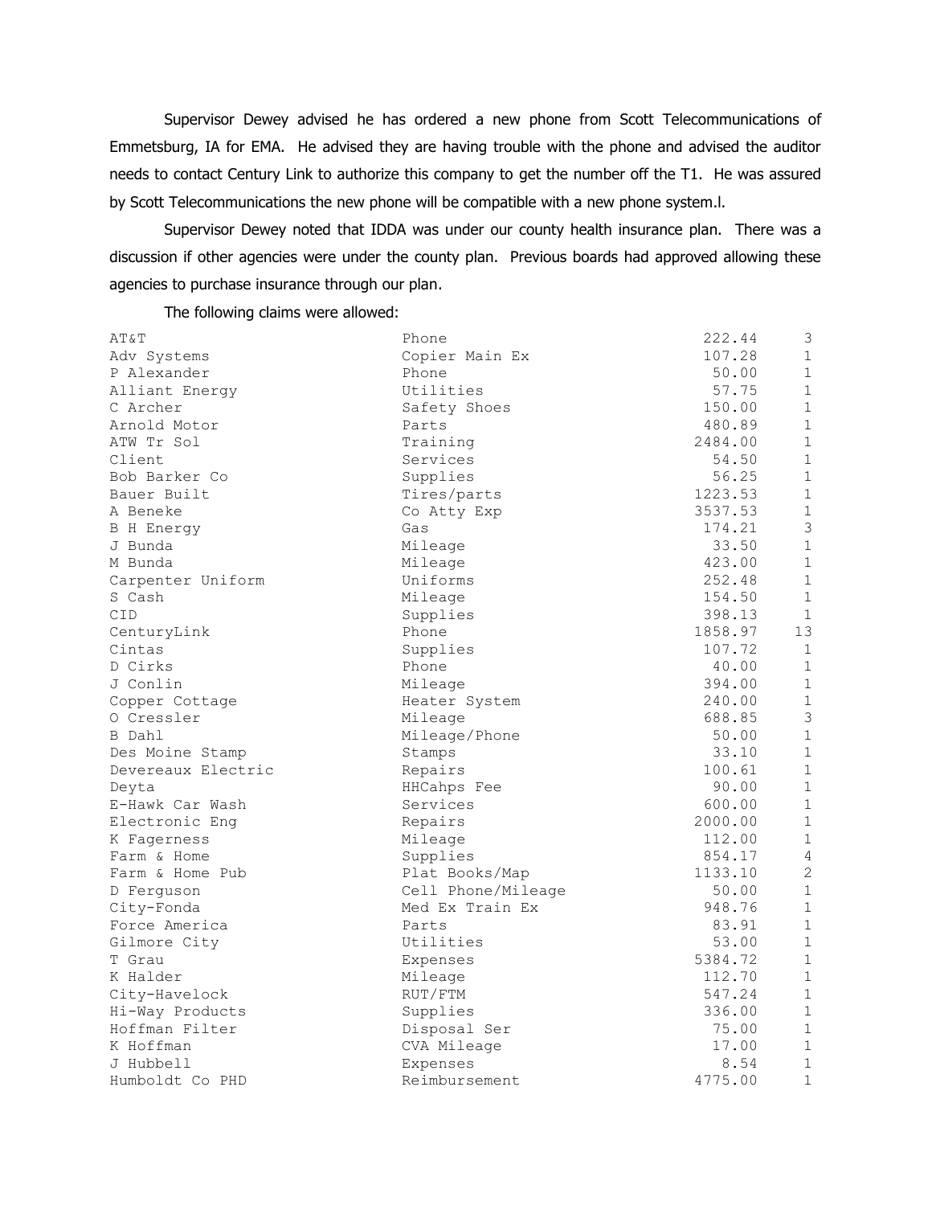Supervisor Dewey advised he has ordered a new phone from Scott Telecommunications of Emmetsburg, IA for EMA. He advised they are having trouble with the phone and advised the auditor needs to contact Century Link to authorize this company to get the number off the T1. He was assured by Scott Telecommunications the new phone will be compatible with a new phone system.l.

Supervisor Dewey noted that IDDA was under our county health insurance plan. There was a discussion if other agencies were under the county plan. Previous boards had approved allowing these agencies to purchase insurance through our plan.

The following claims were allowed:

| | | | |
|---|---|---|---|
| AT&T | Phone | 222.44 | 3 |
| Adv Systems | Copier Main Ex | 107.28 | 1 |
| P Alexander | Phone | 50.00 | 1 |
| Alliant Energy | Utilities | 57.75 | 1 |
| C Archer | Safety Shoes | 150.00 | 1 |
| Arnold Motor | Parts | 480.89 | 1 |
| ATW Tr Sol | Training | 2484.00 | 1 |
| Client | Services | 54.50 | 1 |
| Bob Barker Co | Supplies | 56.25 | 1 |
| Bauer Built | Tires/parts | 1223.53 | 1 |
| A Beneke | Co Atty Exp | 3537.53 | 1 |
| B H Energy | Gas | 174.21 | 3 |
| J Bunda | Mileage | 33.50 | 1 |
| M Bunda | Mileage | 423.00 | 1 |
| Carpenter Uniform | Uniforms | 252.48 | 1 |
| S Cash | Mileage | 154.50 | 1 |
| CID | Supplies | 398.13 | 1 |
| CenturyLink | Phone | 1858.97 | 13 |
| Cintas | Supplies | 107.72 | 1 |
| D Cirks | Phone | 40.00 | 1 |
| J Conlin | Mileage | 394.00 | 1 |
| Copper Cottage | Heater System | 240.00 | 1 |
| O Cressler | Mileage | 688.85 | 3 |
| B Dahl | Mileage/Phone | 50.00 | 1 |
| Des Moine Stamp | Stamps | 33.10 | 1 |
| Devereaux Electric | Repairs | 100.61 | 1 |
| Deyta | HHCahps Fee | 90.00 | 1 |
| E-Hawk Car Wash | Services | 600.00 | 1 |
| Electronic Eng | Repairs | 2000.00 | 1 |
| K Fagerness | Mileage | 112.00 | 1 |
| Farm & Home | Supplies | 854.17 | 4 |
| Farm & Home Pub | Plat Books/Map | 1133.10 | 2 |
| D Ferguson | Cell Phone/Mileage | 50.00 | 1 |
| City-Fonda | Med Ex Train Ex | 948.76 | 1 |
| Force America | Parts | 83.91 | 1 |
| Gilmore City | Utilities | 53.00 | 1 |
| T Grau | Expenses | 5384.72 | 1 |
| K Halder | Mileage | 112.70 | 1 |
| City-Havelock | RUT/FTM | 547.24 | 1 |
| Hi-Way Products | Supplies | 336.00 | 1 |
| Hoffman Filter | Disposal Ser | 75.00 | 1 |
| K Hoffman | CVA Mileage | 17.00 | 1 |
| J Hubbell | Expenses | 8.54 | 1 |
| Humboldt Co PHD | Reimbursement | 4775.00 | 1 |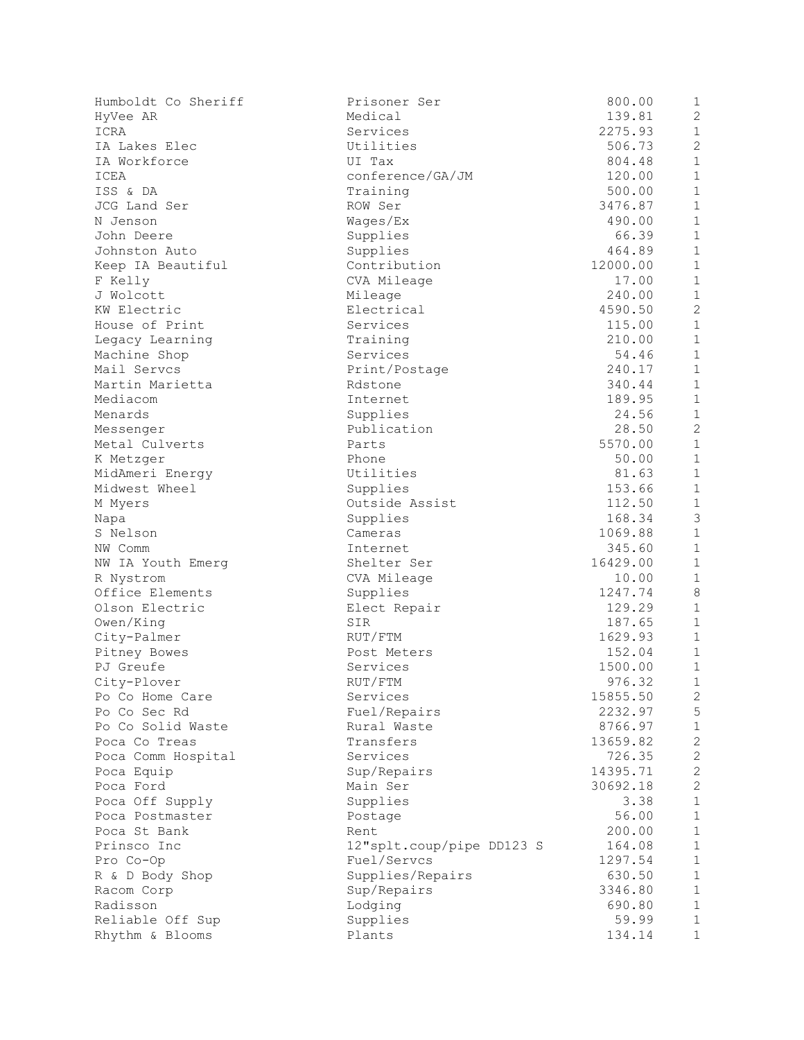| | | | |
|---|---|---|---|
| Humboldt Co Sheriff | Prisoner Ser | 800.00 | 1 |
| HyVee AR | Medical | 139.81 | 2 |
| ICRA | Services | 2275.93 | 1 |
| IA Lakes Elec | Utilities | 506.73 | 2 |
| IA Workforce | UI Tax | 804.48 | 1 |
| ICEA | conference/GA/JM | 120.00 | 1 |
| ISS & DA | Training | 500.00 | 1 |
| JCG Land Ser | ROW Ser | 3476.87 | 1 |
| N Jenson | Wages/Ex | 490.00 | 1 |
| John Deere | Supplies | 66.39 | 1 |
| Johnston Auto | Supplies | 464.89 | 1 |
| Keep IA Beautiful | Contribution | 12000.00 | 1 |
| F Kelly | CVA Mileage | 17.00 | 1 |
| J Wolcott | Mileage | 240.00 | 1 |
| KW Electric | Electrical | 4590.50 | 2 |
| House of Print | Services | 115.00 | 1 |
| Legacy Learning | Training | 210.00 | 1 |
| Machine Shop | Services | 54.46 | 1 |
| Mail Servcs | Print/Postage | 240.17 | 1 |
| Martin Marietta | Rdstone | 340.44 | 1 |
| Mediacom | Internet | 189.95 | 1 |
| Menards | Supplies | 24.56 | 1 |
| Messenger | Publication | 28.50 | 2 |
| Metal Culverts | Parts | 5570.00 | 1 |
| K Metzger | Phone | 50.00 | 1 |
| MidAmeri Energy | Utilities | 81.63 | 1 |
| Midwest Wheel | Supplies | 153.66 | 1 |
| M Myers | Outside Assist | 112.50 | 1 |
| Napa | Supplies | 168.34 | 3 |
| S Nelson | Cameras | 1069.88 | 1 |
| NW Comm | Internet | 345.60 | 1 |
| NW IA Youth Emerg | Shelter Ser | 16429.00 | 1 |
| R Nystrom | CVA Mileage | 10.00 | 1 |
| Office Elements | Supplies | 1247.74 | 8 |
| Olson Electric | Elect Repair | 129.29 | 1 |
| Owen/King | SIR | 187.65 | 1 |
| City-Palmer | RUT/FTM | 1629.93 | 1 |
| Pitney Bowes | Post Meters | 152.04 | 1 |
| PJ Greufe | Services | 1500.00 | 1 |
| City-Plover | RUT/FTM | 976.32 | 1 |
| Po Co Home Care | Services | 15855.50 | 2 |
| Po Co Sec Rd | Fuel/Repairs | 2232.97 | 5 |
| Po Co Solid Waste | Rural Waste | 8766.97 | 1 |
| Poca Co Treas | Transfers | 13659.82 | 2 |
| Poca Comm Hospital | Services | 726.35 | 2 |
| Poca Equip | Sup/Repairs | 14395.71 | 2 |
| Poca Ford | Main Ser | 30692.18 | 2 |
| Poca Off Supply | Supplies | 3.38 | 1 |
| Poca Postmaster | Postage | 56.00 | 1 |
| Poca St Bank | Rent | 200.00 | 1 |
| Prinsco Inc | 12"splt.coup/pipe DD123 S | 164.08 | 1 |
| Pro Co-Op | Fuel/Servcs | 1297.54 | 1 |
| R & D Body Shop | Supplies/Repairs | 630.50 | 1 |
| Racom Corp | Sup/Repairs | 3346.80 | 1 |
| Radisson | Lodging | 690.80 | 1 |
| Reliable Off Sup | Supplies | 59.99 | 1 |
| Rhythm & Blooms | Plants | 134.14 | 1 |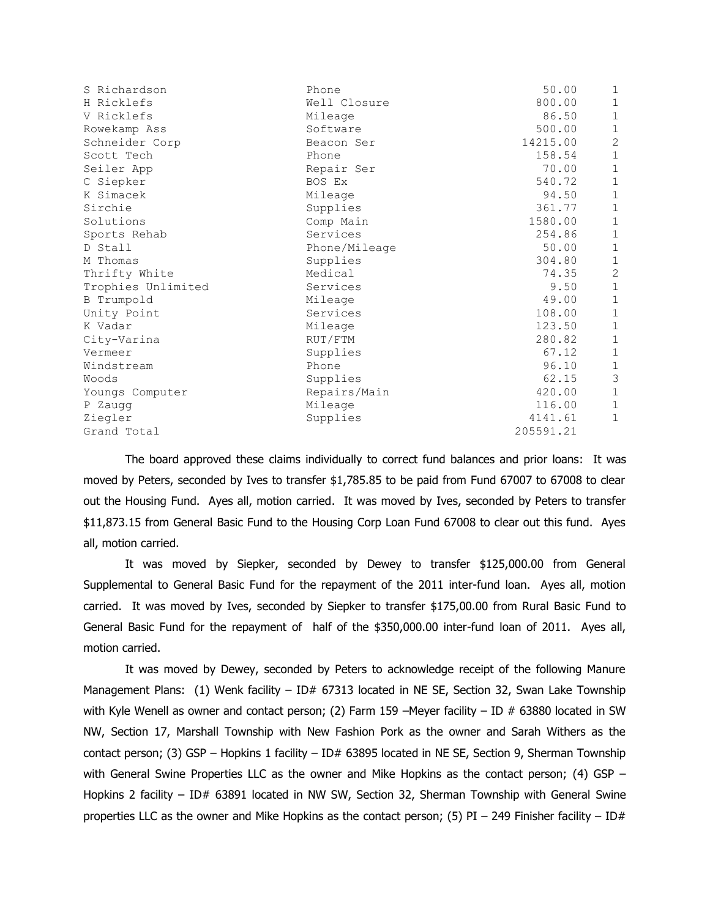| | | | |
|---|---|---|---|
| S Richardson | Phone | 50.00 | 1 |
| H Ricklefs | Well Closure | 800.00 | 1 |
| V Ricklefs | Mileage | 86.50 | 1 |
| Rowekamp Ass | Software | 500.00 | 1 |
| Schneider Corp | Beacon Ser | 14215.00 | 2 |
| Scott Tech | Phone | 158.54 | 1 |
| Seiler App | Repair Ser | 70.00 | 1 |
| C Siepker | BOS Ex | 540.72 | 1 |
| K Simacek | Mileage | 94.50 | 1 |
| Sirchie | Supplies | 361.77 | 1 |
| Solutions | Comp Main | 1580.00 | 1 |
| Sports Rehab | Services | 254.86 | 1 |
| D Stall | Phone/Mileage | 50.00 | 1 |
| M Thomas | Supplies | 304.80 | 1 |
| Thrifty White | Medical | 74.35 | 2 |
| Trophies Unlimited | Services | 9.50 | 1 |
| B Trumpold | Mileage | 49.00 | 1 |
| Unity Point | Services | 108.00 | 1 |
| K Vadar | Mileage | 123.50 | 1 |
| City-Varina | RUT/FTM | 280.82 | 1 |
| Vermeer | Supplies | 67.12 | 1 |
| Windstream | Phone | 96.10 | 1 |
| Woods | Supplies | 62.15 | 3 |
| Youngs Computer | Repairs/Main | 420.00 | 1 |
| P Zaugg | Mileage | 116.00 | 1 |
| Ziegler | Supplies | 4141.61 | 1 |
| Grand Total | | 205591.21 | |

The board approved these claims individually to correct fund balances and prior loans: It was moved by Peters, seconded by Ives to transfer $1,785.85 to be paid from Fund 67007 to 67008 to clear out the Housing Fund. Ayes all, motion carried. It was moved by Ives, seconded by Peters to transfer $11,873.15 from General Basic Fund to the Housing Corp Loan Fund 67008 to clear out this fund. Ayes all, motion carried.

It was moved by Siepker, seconded by Dewey to transfer $125,000.00 from General Supplemental to General Basic Fund for the repayment of the 2011 inter-fund loan. Ayes all, motion carried. It was moved by Ives, seconded by Siepker to transfer $175,00.00 from Rural Basic Fund to General Basic Fund for the repayment of half of the $350,000.00 inter-fund loan of 2011. Ayes all, motion carried.

It was moved by Dewey, seconded by Peters to acknowledge receipt of the following Manure Management Plans: (1) Wenk facility – ID# 67313 located in NE SE, Section 32, Swan Lake Township with Kyle Wenell as owner and contact person; (2) Farm 159 –Meyer facility – ID # 63880 located in SW NW, Section 17, Marshall Township with New Fashion Pork as the owner and Sarah Withers as the contact person; (3) GSP – Hopkins 1 facility – ID# 63895 located in NE SE, Section 9, Sherman Township with General Swine Properties LLC as the owner and Mike Hopkins as the contact person; (4) GSP – Hopkins 2 facility – ID# 63891 located in NW SW, Section 32, Sherman Township with General Swine properties LLC as the owner and Mike Hopkins as the contact person; (5) PI – 249 Finisher facility – ID#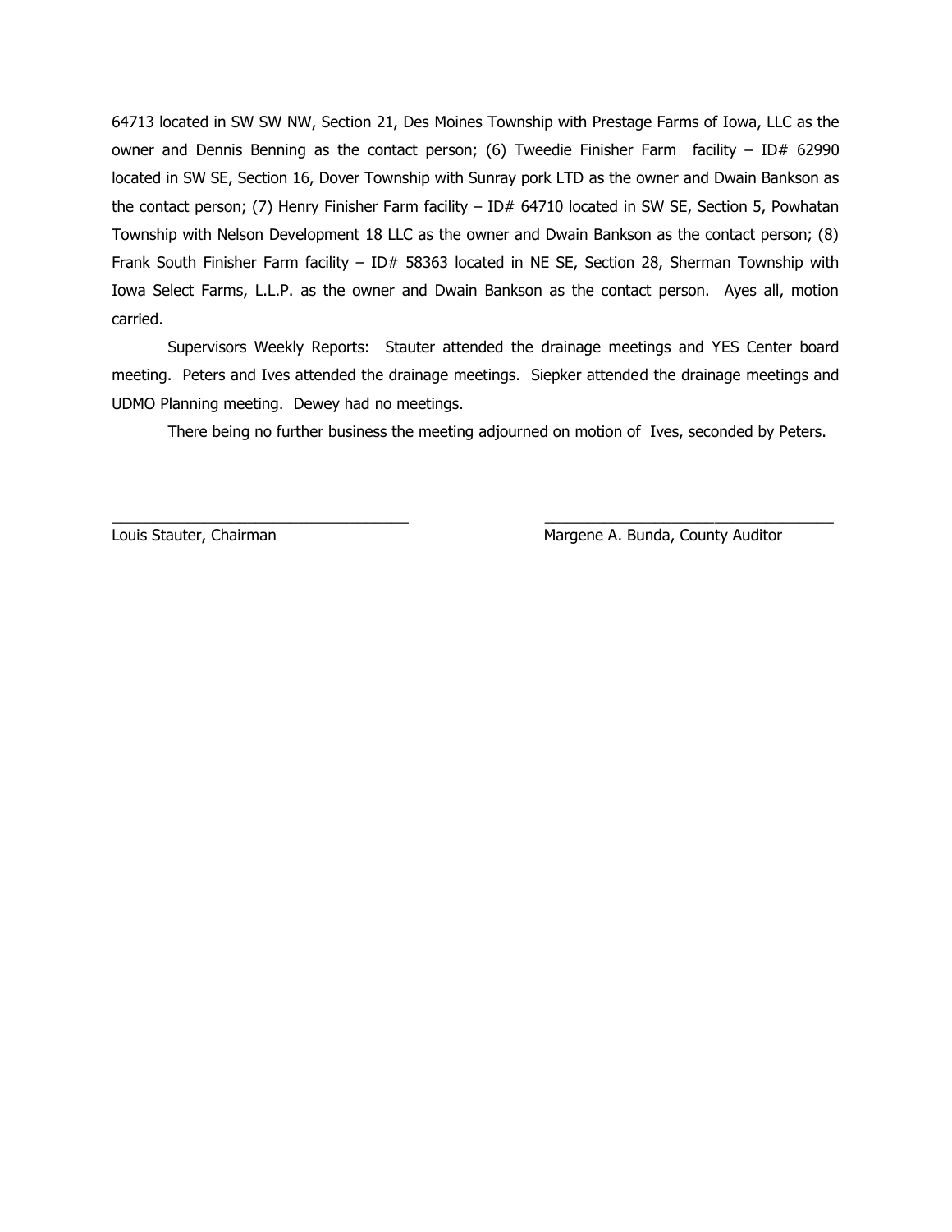64713 located in SW SW NW, Section 21, Des Moines Township with Prestage Farms of Iowa, LLC as the owner and Dennis Benning as the contact person; (6) Tweedie Finisher Farm facility – ID# 62990 located in SW SE, Section 16, Dover Township with Sunray pork LTD as the owner and Dwain Bankson as the contact person; (7) Henry Finisher Farm facility – ID# 64710 located in SW SE, Section 5, Powhatan Township with Nelson Development 18 LLC as the owner and Dwain Bankson as the contact person; (8) Frank South Finisher Farm facility – ID# 58363 located in NE SE, Section 28, Sherman Township with Iowa Select Farms, L.L.P. as the owner and Dwain Bankson as the contact person. Ayes all, motion carried.

Supervisors Weekly Reports: Stauter attended the drainage meetings and YES Center board meeting. Peters and Ives attended the drainage meetings. Siepker attended the drainage meetings and UDMO Planning meeting. Dewey had no meetings.

There being no further business the meeting adjourned on motion of Ives, seconded by Peters.

\_\_\_\_\_\_\_\_\_\_\_\_\_\_\_\_\_\_\_\_\_\_\_\_\_\_\_\_\_\_\_\_\_\_\_\_ \_\_\_\_\_\_\_\_\_\_\_\_\_\_\_\_\_\_\_\_\_\_\_\_\_\_\_\_\_\_\_\_\_\_\_\_

Louis Stauter, Chairman Margene A. Bunda, County Auditor